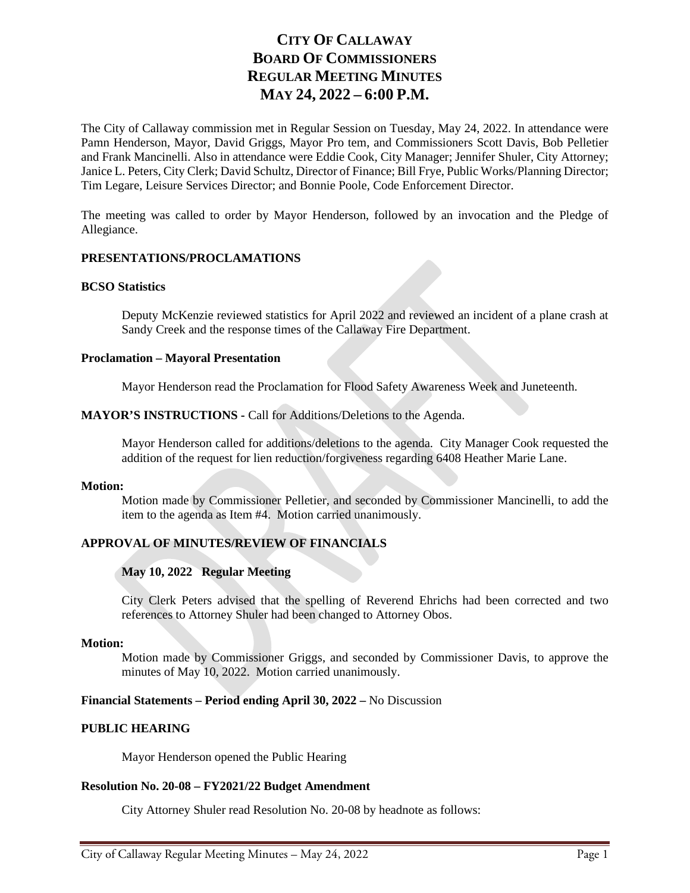# CITY OF CALLAWAY
# BOARD OF COMMISSIONERS
# REGULAR MEETING MINUTES
# MAY 24, 2022 – 6:00 P.M.

The City of Callaway commission met in Regular Session on Tuesday, May 24, 2022. In attendance were Pamn Henderson, Mayor, David Griggs, Mayor Pro tem, and Commissioners Scott Davis, Bob Pelletier and Frank Mancinelli. Also in attendance were Eddie Cook, City Manager; Jennifer Shuler, City Attorney; Janice L. Peters, City Clerk; David Schultz, Director of Finance; Bill Frye, Public Works/Planning Director; Tim Legare, Leisure Services Director; and Bonnie Poole, Code Enforcement Director.

The meeting was called to order by Mayor Henderson, followed by an invocation and the Pledge of Allegiance.

**PRESENTATIONS/PROCLAMATIONS**

**BCSO Statistics**

Deputy McKenzie reviewed statistics for April 2022 and reviewed an incident of a plane crash at Sandy Creek and the response times of the Callaway Fire Department.

**Proclamation – Mayoral Presentation**

Mayor Henderson read the Proclamation for Flood Safety Awareness Week and Juneteenth.

**MAYOR'S INSTRUCTIONS -** Call for Additions/Deletions to the Agenda.

Mayor Henderson called for additions/deletions to the agenda. City Manager Cook requested the addition of the request for lien reduction/forgiveness regarding 6408 Heather Marie Lane.

**Motion:**

Motion made by Commissioner Pelletier, and seconded by Commissioner Mancinelli, to add the item to the agenda as Item #4. Motion carried unanimously.

**APPROVAL OF MINUTES/REVIEW OF FINANCIALS**

**May 10, 2022 Regular Meeting**

City Clerk Peters advised that the spelling of Reverend Ehrichs had been corrected and two references to Attorney Shuler had been changed to Attorney Obos.

**Motion:**

Motion made by Commissioner Griggs, and seconded by Commissioner Davis, to approve the minutes of May 10, 2022. Motion carried unanimously.

**Financial Statements – Period ending April 30, 2022 –** No Discussion

**PUBLIC HEARING**

Mayor Henderson opened the Public Hearing

**Resolution No. 20-08 – FY2021/22 Budget Amendment**

City Attorney Shuler read Resolution No. 20-08 by headnote as follows: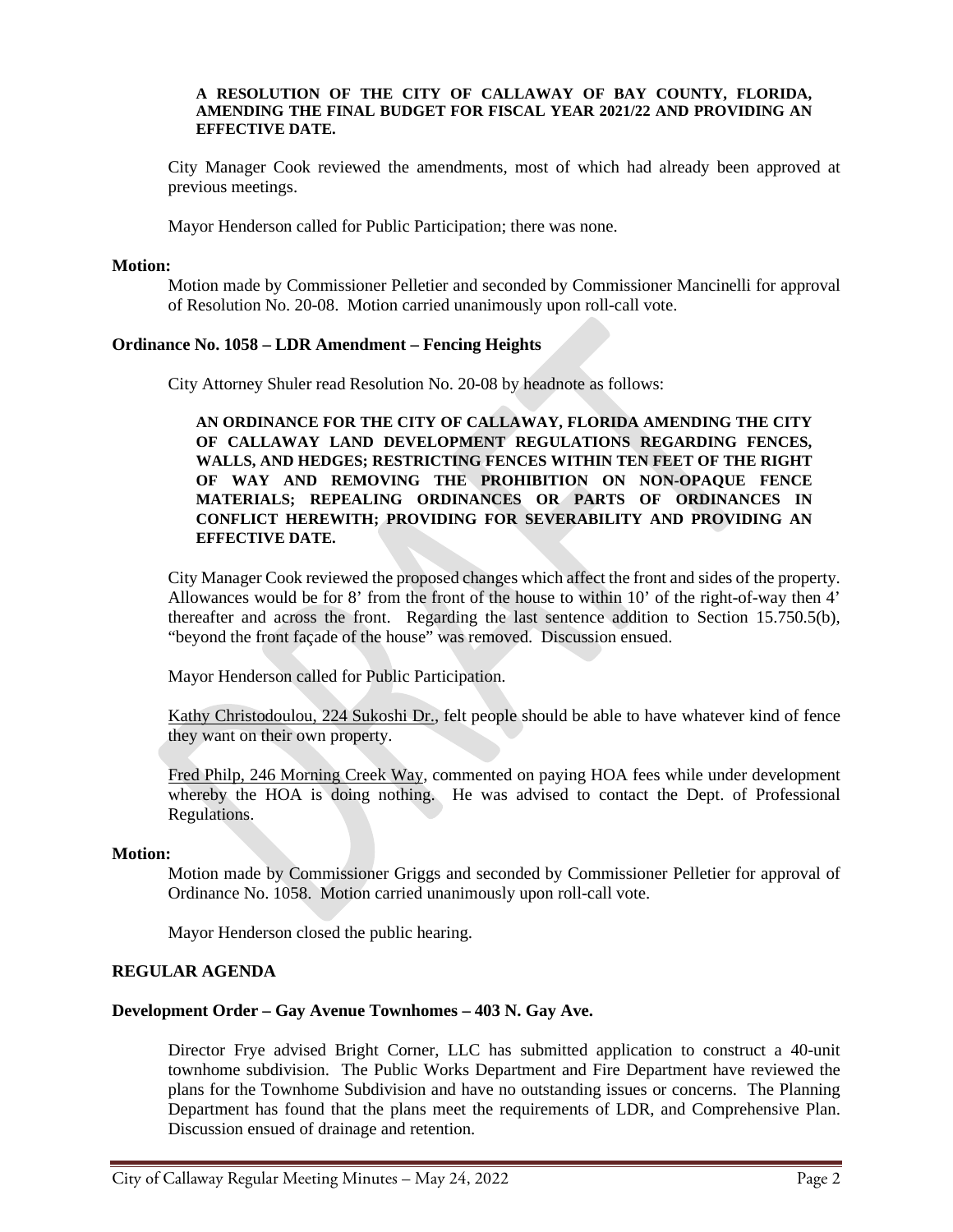**A RESOLUTION OF THE CITY OF CALLAWAY OF BAY COUNTY, FLORIDA, AMENDING THE FINAL BUDGET FOR FISCAL YEAR 2021/22 AND PROVIDING AN EFFECTIVE DATE.**

City Manager Cook reviewed the amendments, most of which had already been approved at previous meetings.

Mayor Henderson called for Public Participation; there was none.

**Motion:**

Motion made by Commissioner Pelletier and seconded by Commissioner Mancinelli for approval of Resolution No. 20-08. Motion carried unanimously upon roll-call vote.

**Ordinance No. 1058 – LDR Amendment – Fencing Heights**

City Attorney Shuler read Resolution No. 20-08 by headnote as follows:

**AN ORDINANCE FOR THE CITY OF CALLAWAY, FLORIDA AMENDING THE CITY OF CALLAWAY LAND DEVELOPMENT REGULATIONS REGARDING FENCES, WALLS, AND HEDGES; RESTRICTING FENCES WITHIN TEN FEET OF THE RIGHT OF WAY AND REMOVING THE PROHIBITION ON NON-OPAQUE FENCE MATERIALS; REPEALING ORDINANCES OR PARTS OF ORDINANCES IN CONFLICT HEREWITH; PROVIDING FOR SEVERABILITY AND PROVIDING AN EFFECTIVE DATE.**

City Manager Cook reviewed the proposed changes which affect the front and sides of the property. Allowances would be for 8' from the front of the house to within 10' of the right-of-way then 4' thereafter and across the front. Regarding the last sentence addition to Section 15.750.5(b), "beyond the front façade of the house" was removed. Discussion ensued.

Mayor Henderson called for Public Participation.

Kathy Christodoulou, 224 Sukoshi Dr., felt people should be able to have whatever kind of fence they want on their own property.

Fred Philp, 246 Morning Creek Way, commented on paying HOA fees while under development whereby the HOA is doing nothing. He was advised to contact the Dept. of Professional Regulations.

**Motion:**

Motion made by Commissioner Griggs and seconded by Commissioner Pelletier for approval of Ordinance No. 1058. Motion carried unanimously upon roll-call vote.

Mayor Henderson closed the public hearing.

**REGULAR AGENDA**

**Development Order – Gay Avenue Townhomes – 403 N. Gay Ave.**

Director Frye advised Bright Corner, LLC has submitted application to construct a 40-unit townhome subdivision. The Public Works Department and Fire Department have reviewed the plans for the Townhome Subdivision and have no outstanding issues or concerns. The Planning Department has found that the plans meet the requirements of LDR, and Comprehensive Plan. Discussion ensued of drainage and retention.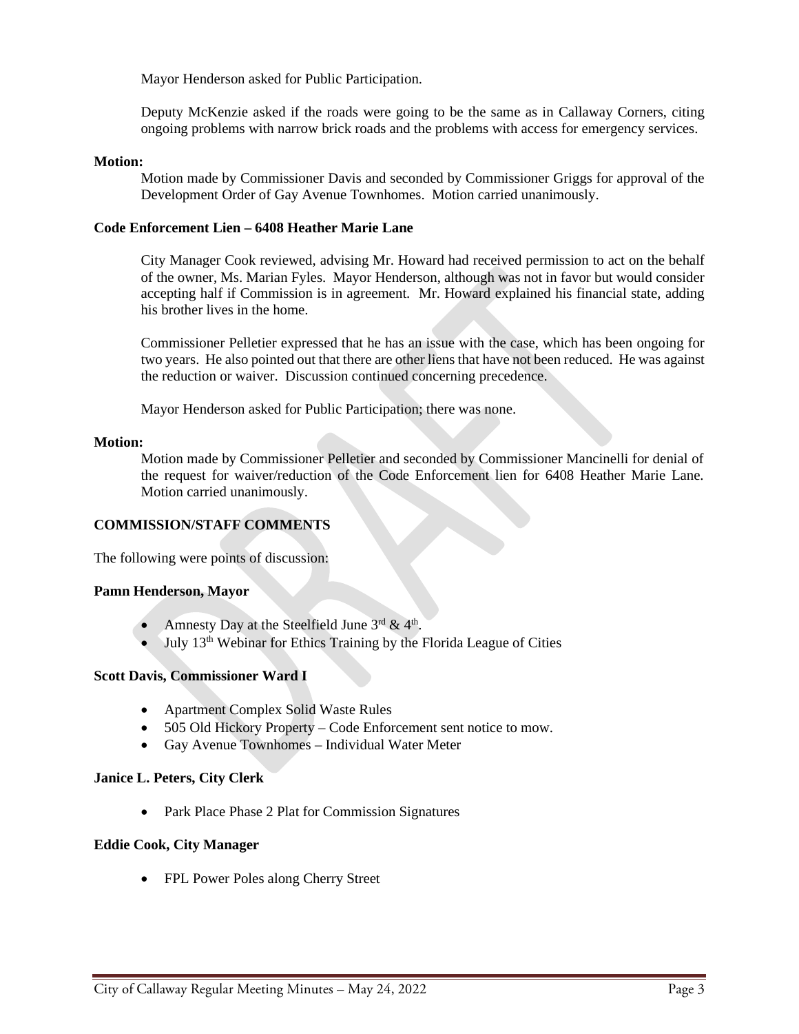Mayor Henderson asked for Public Participation.

Deputy McKenzie asked if the roads were going to be the same as in Callaway Corners, citing ongoing problems with narrow brick roads and the problems with access for emergency services.

**Motion:**

Motion made by Commissioner Davis and seconded by Commissioner Griggs for approval of the Development Order of Gay Avenue Townhomes. Motion carried unanimously.

**Code Enforcement Lien – 6408 Heather Marie Lane**

City Manager Cook reviewed, advising Mr. Howard had received permission to act on the behalf of the owner, Ms. Marian Fyles. Mayor Henderson, although was not in favor but would consider accepting half if Commission is in agreement. Mr. Howard explained his financial state, adding his brother lives in the home.

Commissioner Pelletier expressed that he has an issue with the case, which has been ongoing for two years. He also pointed out that there are other liens that have not been reduced. He was against the reduction or waiver. Discussion continued concerning precedence.

Mayor Henderson asked for Public Participation; there was none.

**Motion:**

Motion made by Commissioner Pelletier and seconded by Commissioner Mancinelli for denial of the request for waiver/reduction of the Code Enforcement lien for 6408 Heather Marie Lane. Motion carried unanimously.

**COMMISSION/STAFF COMMENTS**

The following were points of discussion:

**Pamn Henderson, Mayor**

- Amnesty Day at the Steelfield June 3rd & 4th.
- July 13th Webinar for Ethics Training by the Florida League of Cities

**Scott Davis, Commissioner Ward I**

- Apartment Complex Solid Waste Rules
- 505 Old Hickory Property – Code Enforcement sent notice to mow.
- Gay Avenue Townhomes – Individual Water Meter

**Janice L. Peters, City Clerk**

- Park Place Phase 2 Plat for Commission Signatures

**Eddie Cook, City Manager**

- FPL Power Poles along Cherry Street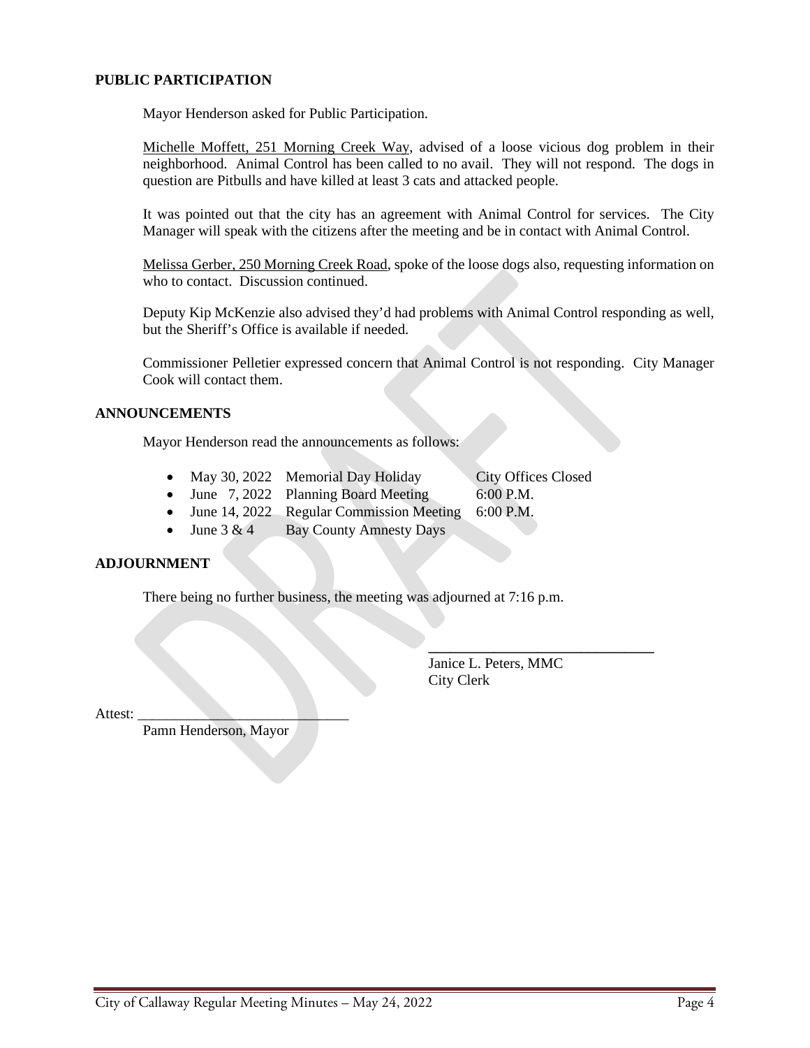## PUBLIC PARTICIPATION

Mayor Henderson asked for Public Participation.

Michelle Moffett, 251 Morning Creek Way, advised of a loose vicious dog problem in their neighborhood. Animal Control has been called to no avail. They will not respond. The dogs in question are Pitbulls and have killed at least 3 cats and attacked people.

It was pointed out that the city has an agreement with Animal Control for services. The City Manager will speak with the citizens after the meeting and be in contact with Animal Control.

Melissa Gerber, 250 Morning Creek Road, spoke of the loose dogs also, requesting information on who to contact. Discussion continued.

Deputy Kip McKenzie also advised they'd had problems with Animal Control responding as well, but the Sheriff's Office is available if needed.

Commissioner Pelletier expressed concern that Animal Control is not responding. City Manager Cook will contact them.

## ANNOUNCEMENTS

Mayor Henderson read the announcements as follows:

- May 30, 2022 Memorial Day Holiday City Offices Closed
- June 7, 2022 Planning Board Meeting 6:00 P.M.
- June 14, 2022 Regular Commission Meeting 6:00 P.M.
- June 3 & 4 Bay County Amnesty Days

## ADJOURNMENT

There being no further business, the meeting was adjourned at 7:16 p.m.

\_\_\_\_\_\_\_\_\_\_\_\_\_\_\_\_\_\_\_\_\_\_\_\_\_\_\_\_\_\_
Janice L. Peters, MMC
City Clerk

Attest: \_\_\_\_\_\_\_\_\_\_\_\_\_\_\_\_\_\_\_\_\_\_\_\_\_\_\_\_\_\_
Pamn Henderson, Mayor